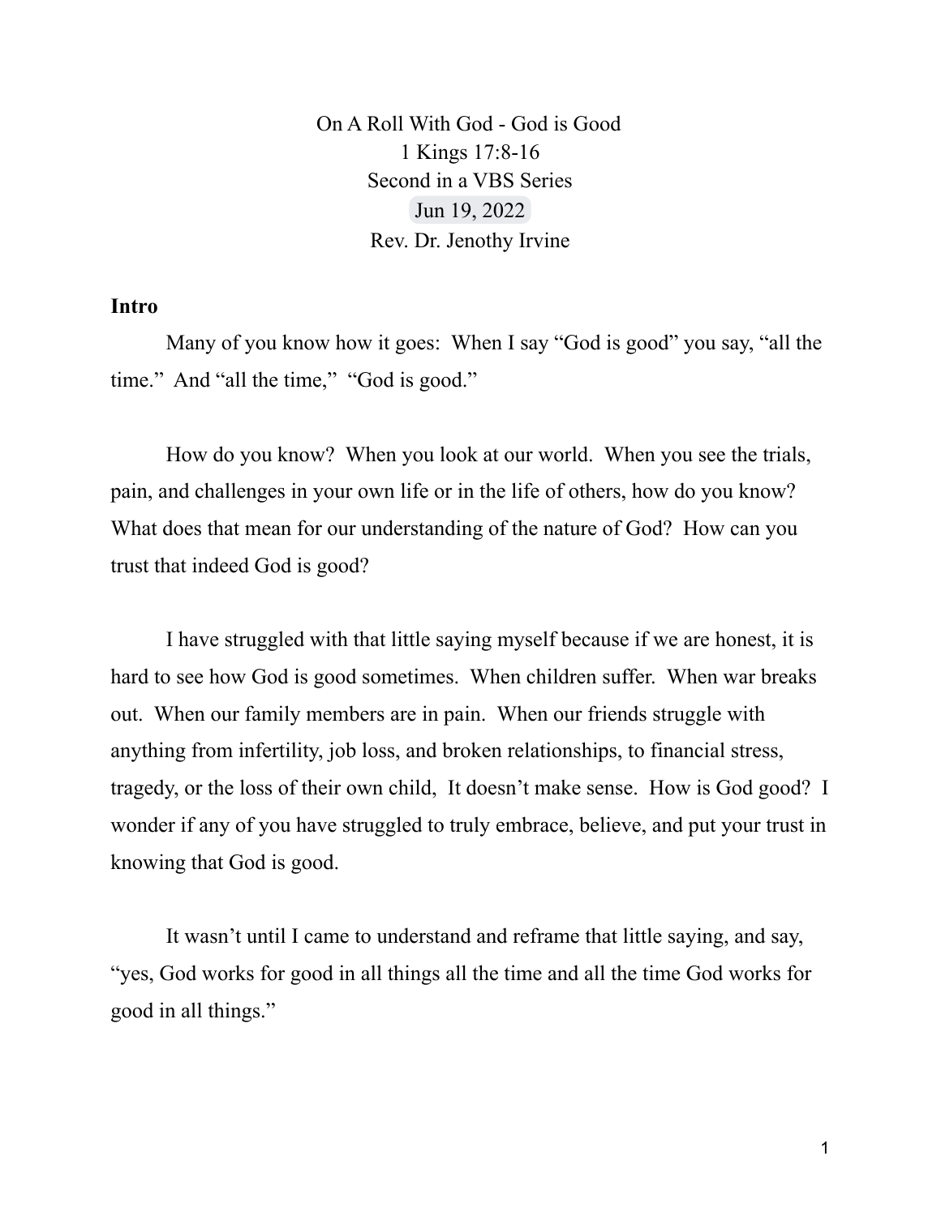On A Roll With God - God is Good
1 Kings 17:8-16
Second in a VBS Series
Jun 19, 2022
Rev. Dr. Jenothy Irvine

**Intro**

Many of you know how it goes: When I say "God is good" you say, "all the time." And "all the time," "God is good."

How do you know? When you look at our world. When you see the trials, pain, and challenges in your own life or in the life of others, how do you know? What does that mean for our understanding of the nature of God? How can you trust that indeed God is good?

I have struggled with that little saying myself because if we are honest, it is hard to see how God is good sometimes. When children suffer. When war breaks out. When our family members are in pain. When our friends struggle with anything from infertility, job loss, and broken relationships, to financial stress, tragedy, or the loss of their own child, It doesn't make sense. How is God good? I wonder if any of you have struggled to truly embrace, believe, and put your trust in knowing that God is good.

It wasn't until I came to understand and reframe that little saying, and say, "yes, God works for good in all things all the time and all the time God works for good in all things."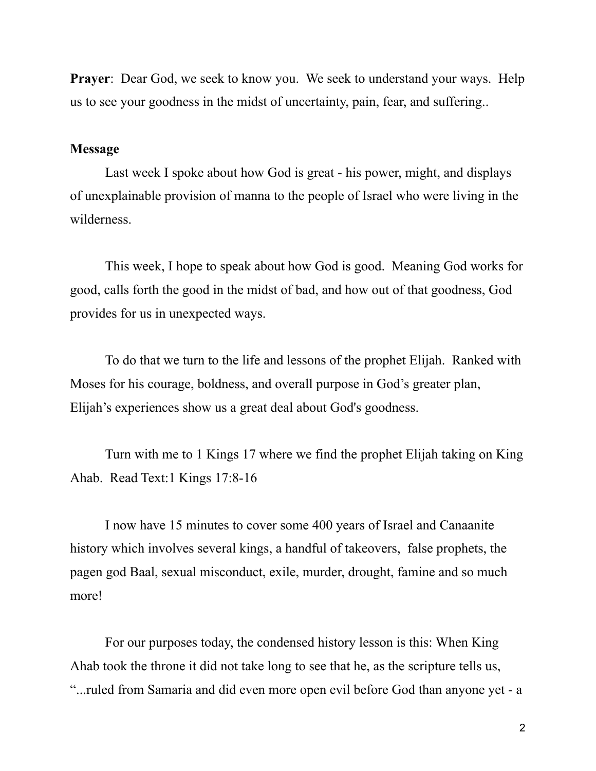**Prayer**: Dear God, we seek to know you. We seek to understand your ways. Help us to see your goodness in the midst of uncertainty, pain, fear, and suffering..

**Message**

Last week I spoke about how God is great - his power, might, and displays of unexplainable provision of manna to the people of Israel who were living in the wilderness.

This week, I hope to speak about how God is good. Meaning God works for good, calls forth the good in the midst of bad, and how out of that goodness, God provides for us in unexpected ways.

To do that we turn to the life and lessons of the prophet Elijah. Ranked with Moses for his courage, boldness, and overall purpose in God's greater plan, Elijah's experiences show us a great deal about God's goodness.

Turn with me to 1 Kings 17 where we find the prophet Elijah taking on King Ahab. Read Text:1 Kings 17:8-16

I now have 15 minutes to cover some 400 years of Israel and Canaanite history which involves several kings, a handful of takeovers, false prophets, the pagen god Baal, sexual misconduct, exile, murder, drought, famine and so much more!

For our purposes today, the condensed history lesson is this: When King Ahab took the throne it did not take long to see that he, as the scripture tells us, "...ruled from Samaria and did even more open evil before God than anyone yet - a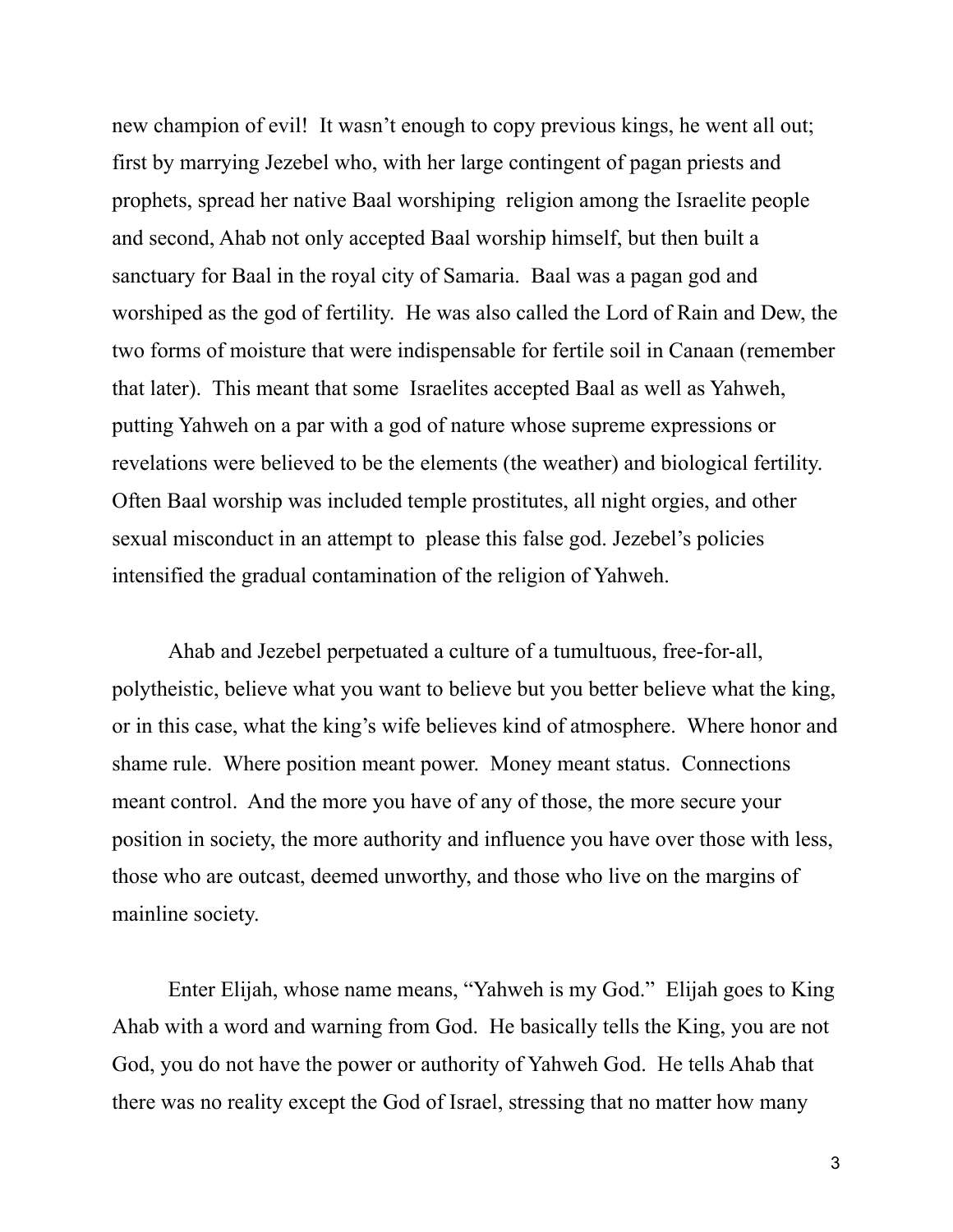new champion of evil! It wasn't enough to copy previous kings, he went all out; first by marrying Jezebel who, with her large contingent of pagan priests and prophets, spread her native Baal worshiping religion among the Israelite people and second, Ahab not only accepted Baal worship himself, but then built a sanctuary for Baal in the royal city of Samaria. Baal was a pagan god and worshiped as the god of fertility. He was also called the Lord of Rain and Dew, the two forms of moisture that were indispensable for fertile soil in Canaan (remember that later). This meant that some Israelites accepted Baal as well as Yahweh, putting Yahweh on a par with a god of nature whose supreme expressions or revelations were believed to be the elements (the weather) and biological fertility. Often Baal worship was included temple prostitutes, all night orgies, and other sexual misconduct in an attempt to please this false god. Jezebel's policies intensified the gradual contamination of the religion of Yahweh.

Ahab and Jezebel perpetuated a culture of a tumultuous, free-for-all, polytheistic, believe what you want to believe but you better believe what the king, or in this case, what the king's wife believes kind of atmosphere. Where honor and shame rule. Where position meant power. Money meant status. Connections meant control. And the more you have of any of those, the more secure your position in society, the more authority and influence you have over those with less, those who are outcast, deemed unworthy, and those who live on the margins of mainline society.

Enter Elijah, whose name means, "Yahweh is my God." Elijah goes to King Ahab with a word and warning from God. He basically tells the King, you are not God, you do not have the power or authority of Yahweh God. He tells Ahab that there was no reality except the God of Israel, stressing that no matter how many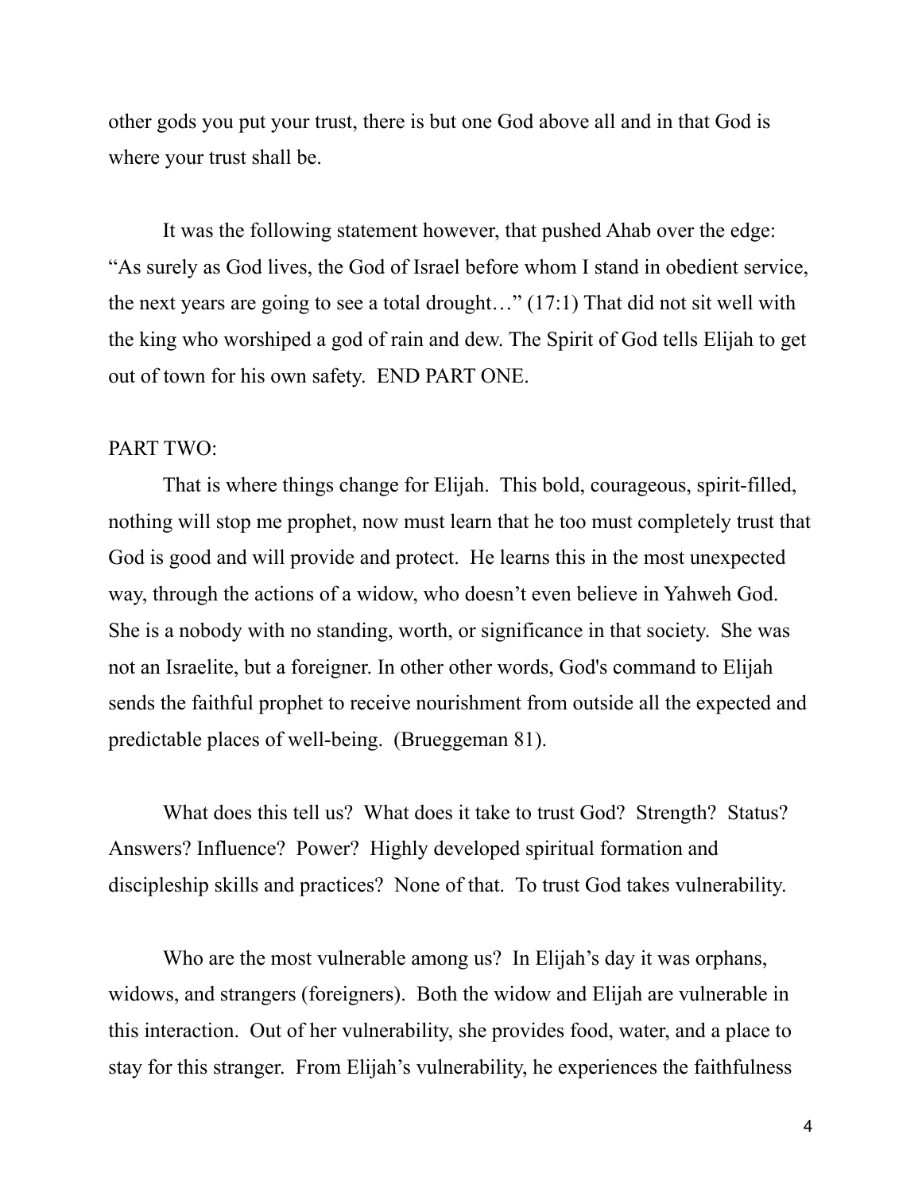other gods you put your trust, there is but one God above all and in that God is where your trust shall be.

It was the following statement however, that pushed Ahab over the edge: "As surely as God lives, the God of Israel before whom I stand in obedient service, the next years are going to see a total drought…" (17:1) That did not sit well with the king who worshiped a god of rain and dew. The Spirit of God tells Elijah to get out of town for his own safety. END PART ONE.

PART TWO:

That is where things change for Elijah. This bold, courageous, spirit-filled, nothing will stop me prophet, now must learn that he too must completely trust that God is good and will provide and protect. He learns this in the most unexpected way, through the actions of a widow, who doesn't even believe in Yahweh God. She is a nobody with no standing, worth, or significance in that society. She was not an Israelite, but a foreigner. In other other words, God's command to Elijah sends the faithful prophet to receive nourishment from outside all the expected and predictable places of well-being. (Brueggeman 81).

What does this tell us? What does it take to trust God? Strength? Status? Answers? Influence? Power? Highly developed spiritual formation and discipleship skills and practices? None of that. To trust God takes vulnerability.

Who are the most vulnerable among us? In Elijah's day it was orphans, widows, and strangers (foreigners). Both the widow and Elijah are vulnerable in this interaction. Out of her vulnerability, she provides food, water, and a place to stay for this stranger. From Elijah's vulnerability, he experiences the faithfulness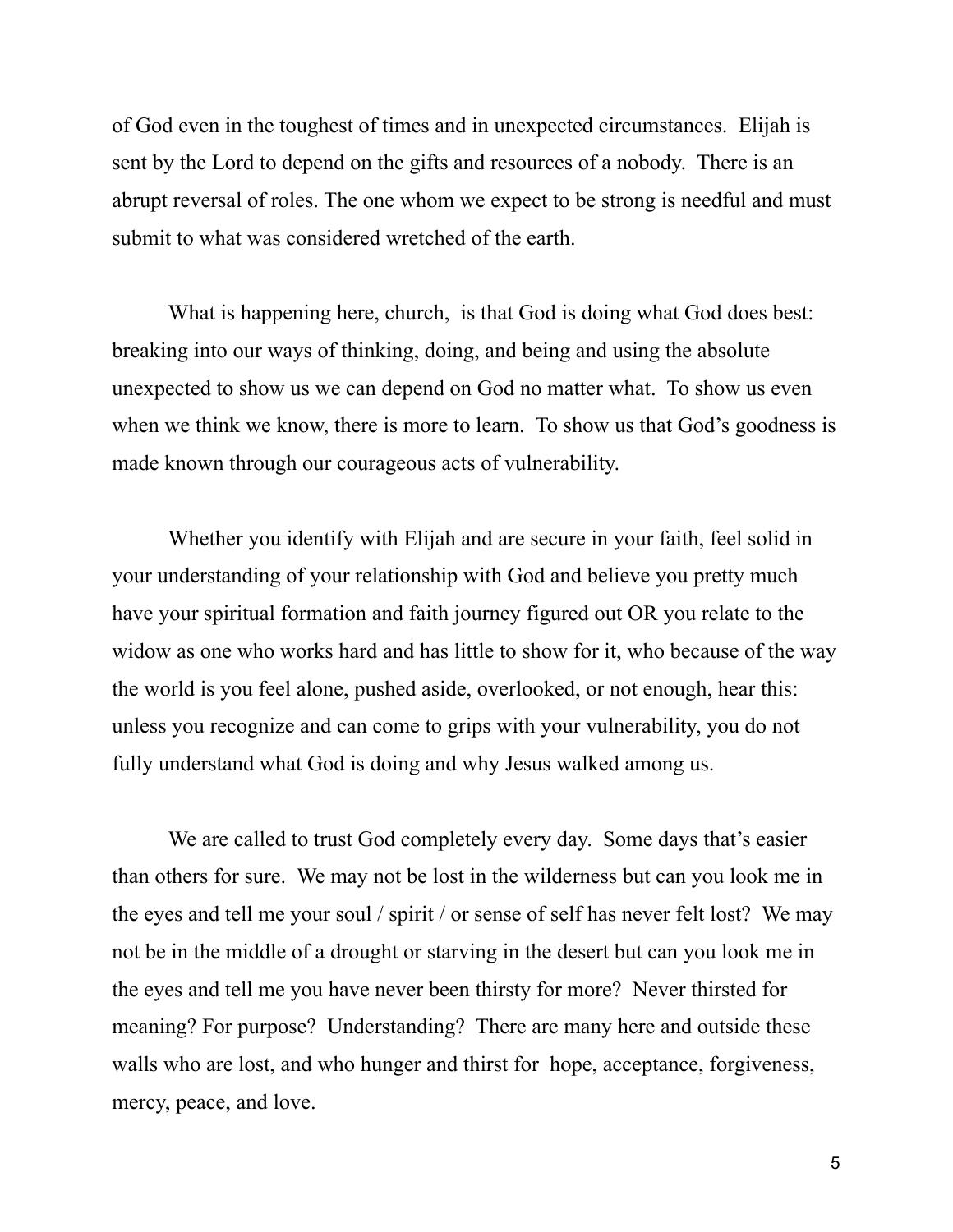of God even in the toughest of times and in unexpected circumstances. Elijah is sent by the Lord to depend on the gifts and resources of a nobody. There is an abrupt reversal of roles. The one whom we expect to be strong is needful and must submit to what was considered wretched of the earth.

What is happening here, church, is that God is doing what God does best: breaking into our ways of thinking, doing, and being and using the absolute unexpected to show us we can depend on God no matter what. To show us even when we think we know, there is more to learn. To show us that God's goodness is made known through our courageous acts of vulnerability.

Whether you identify with Elijah and are secure in your faith, feel solid in your understanding of your relationship with God and believe you pretty much have your spiritual formation and faith journey figured out OR you relate to the widow as one who works hard and has little to show for it, who because of the way the world is you feel alone, pushed aside, overlooked, or not enough, hear this: unless you recognize and can come to grips with your vulnerability, you do not fully understand what God is doing and why Jesus walked among us.

We are called to trust God completely every day. Some days that's easier than others for sure. We may not be lost in the wilderness but can you look me in the eyes and tell me your soul / spirit / or sense of self has never felt lost? We may not be in the middle of a drought or starving in the desert but can you look me in the eyes and tell me you have never been thirsty for more? Never thirsted for meaning? For purpose? Understanding? There are many here and outside these walls who are lost, and who hunger and thirst for hope, acceptance, forgiveness, mercy, peace, and love.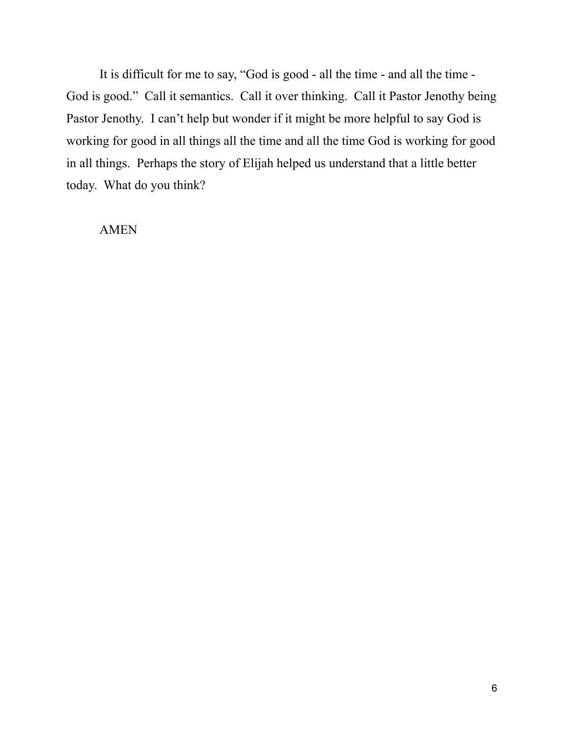It is difficult for me to say, “God is good - all the time - and all the time - God is good.” Call it semantics. Call it over thinking. Call it Pastor Jenothy being Pastor Jenothy. I can’t help but wonder if it might be more helpful to say God is working for good in all things all the time and all the time God is working for good in all things. Perhaps the story of Elijah helped us understand that a little better today. What do you think?

AMEN